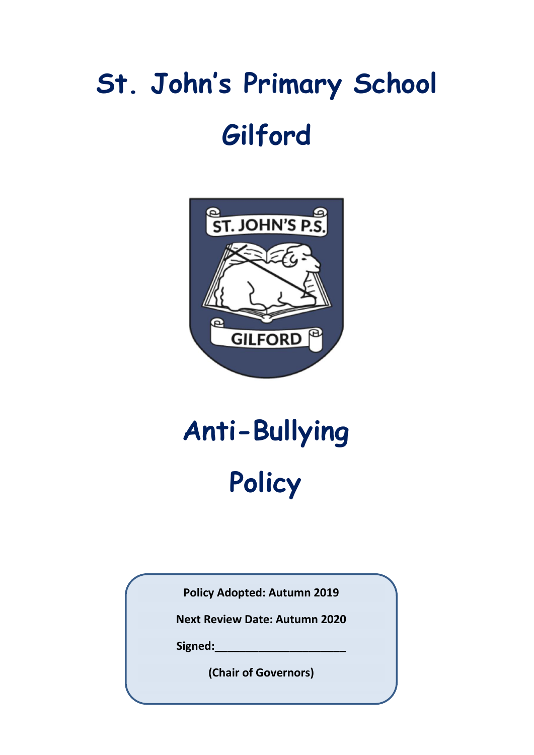# St. John's Primary School

# Gilford

# Anti-Bullying

# Policy

**Policy Adopted: Autumn 2019**

**Next Review Date: Autumn 2020**

**Signed:_____________________**

**(Chair of Governors)**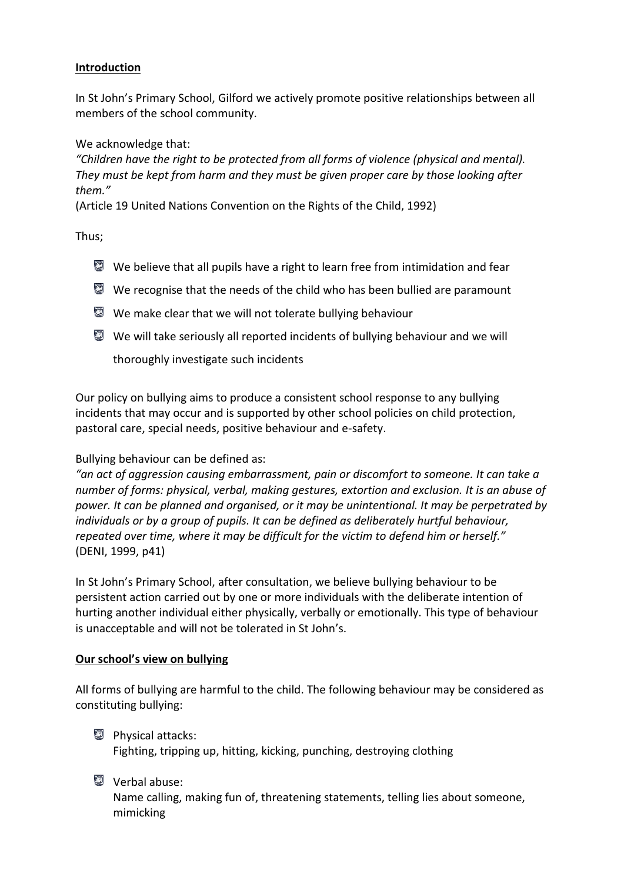## Introduction

In St John's Primary School, Gilford we actively promote positive relationships between all members of the school community.

We acknowledge that:
*"Children have the right to be protected from all forms of violence (physical and mental). They must be kept from harm and they must be given proper care by those looking after them."*
(Article 19 United Nations Convention on the Rights of the Child, 1992)

Thus;

- We believe that all pupils have a right to learn free from intimidation and fear
- We recognise that the needs of the child who has been bullied are paramount
- We make clear that we will not tolerate bullying behaviour
- We will take seriously all reported incidents of bullying behaviour and we will thoroughly investigate such incidents

Our policy on bullying aims to produce a consistent school response to any bullying incidents that may occur and is supported by other school policies on child protection, pastoral care, special needs, positive behaviour and e-safety.

Bullying behaviour can be defined as:
*"an act of aggression causing embarrassment, pain or discomfort to someone. It can take a number of forms: physical, verbal, making gestures, extortion and exclusion. It is an abuse of power. It can be planned and organised, or it may be unintentional. It may be perpetrated by individuals or by a group of pupils. It can be defined as deliberately hurtful behaviour, repeated over time, where it may be difficult for the victim to defend him or herself."*
(DENI, 1999, p41)

In St John's Primary School, after consultation, we believe bullying behaviour to be persistent action carried out by one or more individuals with the deliberate intention of hurting another individual either physically, verbally or emotionally. This type of behaviour is unacceptable and will not be tolerated in St John's.

## Our school's view on bullying

All forms of bullying are harmful to the child. The following behaviour may be considered as constituting bullying:

- Physical attacks:
  Fighting, tripping up, hitting, kicking, punching, destroying clothing
- Verbal abuse:
  Name calling, making fun of, threatening statements, telling lies about someone, mimicking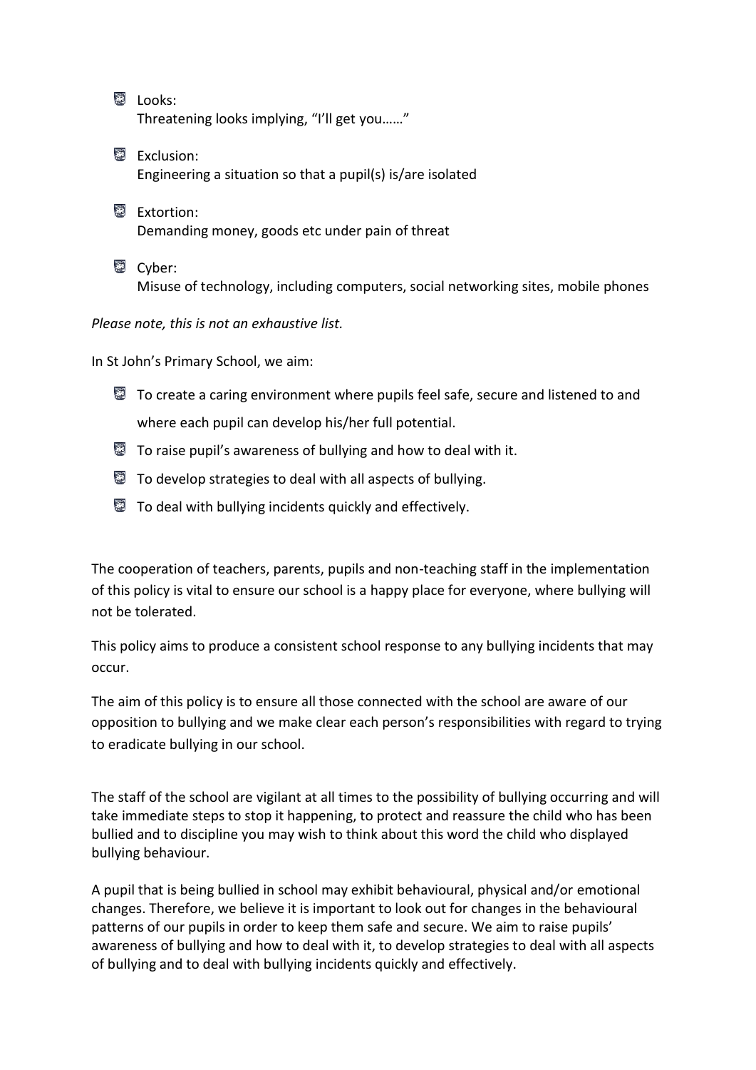- Looks:
  Threatening looks implying, "I'll get you……"

- Exclusion:
  Engineering a situation so that a pupil(s) is/are isolated

- Extortion:
  Demanding money, goods etc under pain of threat

- Cyber:
  Misuse of technology, including computers, social networking sites, mobile phones

*Please note, this is not an exhaustive list.*

In St John's Primary School, we aim:

- To create a caring environment where pupils feel safe, secure and listened to and where each pupil can develop his/her full potential.
- To raise pupil's awareness of bullying and how to deal with it.
- To develop strategies to deal with all aspects of bullying.
- To deal with bullying incidents quickly and effectively.

The cooperation of teachers, parents, pupils and non-teaching staff in the implementation of this policy is vital to ensure our school is a happy place for everyone, where bullying will not be tolerated.

This policy aims to produce a consistent school response to any bullying incidents that may occur.

The aim of this policy is to ensure all those connected with the school are aware of our opposition to bullying and we make clear each person's responsibilities with regard to trying to eradicate bullying in our school.

The staff of the school are vigilant at all times to the possibility of bullying occurring and will take immediate steps to stop it happening, to protect and reassure the child who has been bullied and to discipline you may wish to think about this word the child who displayed bullying behaviour.

A pupil that is being bullied in school may exhibit behavioural, physical and/or emotional changes. Therefore, we believe it is important to look out for changes in the behavioural patterns of our pupils in order to keep them safe and secure. We aim to raise pupils' awareness of bullying and how to deal with it, to develop strategies to deal with all aspects of bullying and to deal with bullying incidents quickly and effectively.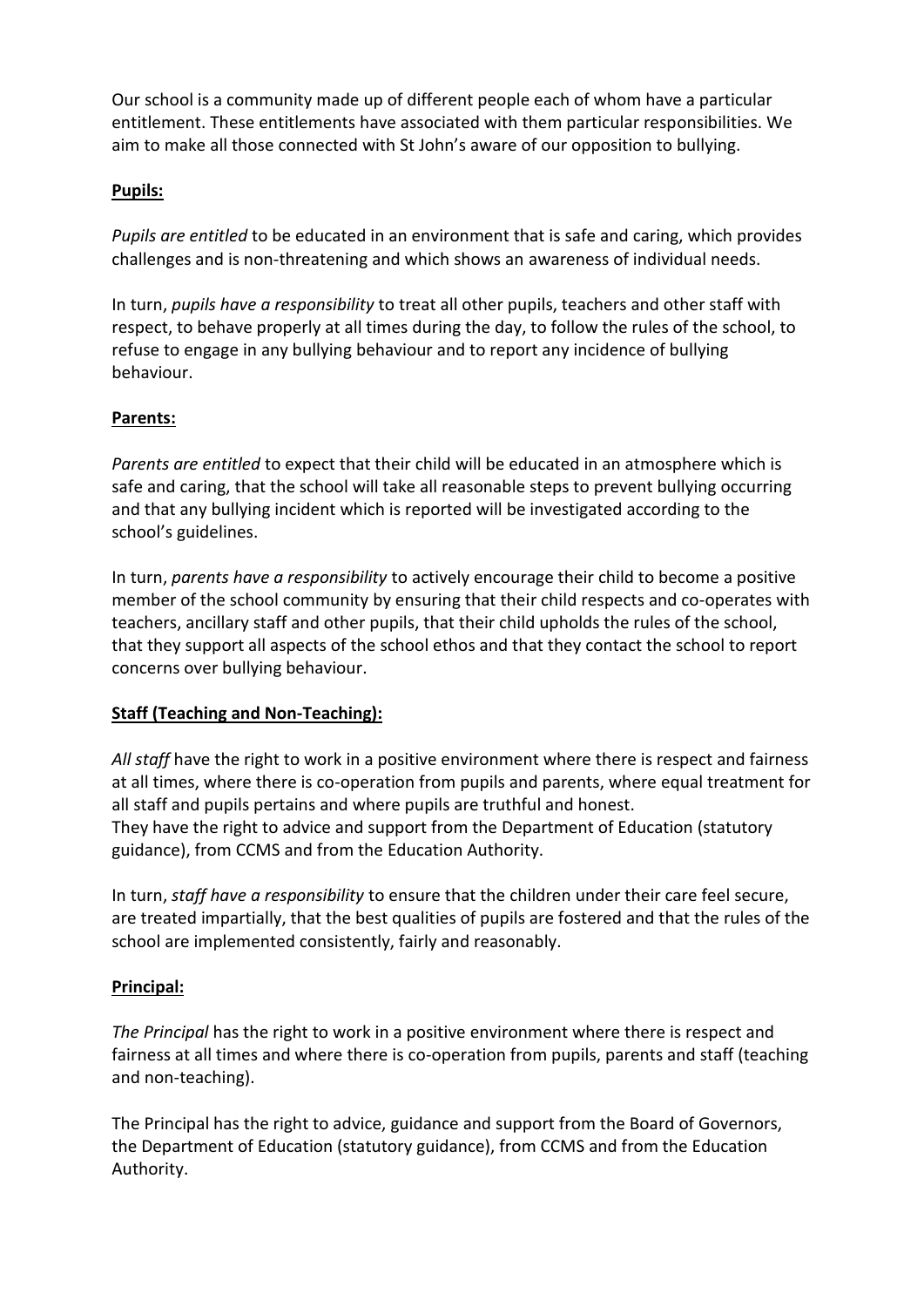Our school is a community made up of different people each of whom have a particular entitlement. These entitlements have associated with them particular responsibilities. We aim to make all those connected with St John's aware of our opposition to bullying.

**Pupils:**

*Pupils are entitled* to be educated in an environment that is safe and caring, which provides challenges and is non-threatening and which shows an awareness of individual needs.

In turn, *pupils have a responsibility* to treat all other pupils, teachers and other staff with respect, to behave properly at all times during the day, to follow the rules of the school, to refuse to engage in any bullying behaviour and to report any incidence of bullying behaviour.

**Parents:**

*Parents are entitled* to expect that their child will be educated in an atmosphere which is safe and caring, that the school will take all reasonable steps to prevent bullying occurring and that any bullying incident which is reported will be investigated according to the school's guidelines.

In turn, *parents have a responsibility* to actively encourage their child to become a positive member of the school community by ensuring that their child respects and co-operates with teachers, ancillary staff and other pupils, that their child upholds the rules of the school, that they support all aspects of the school ethos and that they contact the school to report concerns over bullying behaviour.

**Staff (Teaching and Non-Teaching):**

*All staff* have the right to work in a positive environment where there is respect and fairness at all times, where there is co-operation from pupils and parents, where equal treatment for all staff and pupils pertains and where pupils are truthful and honest.
They have the right to advice and support from the Department of Education (statutory guidance), from CCMS and from the Education Authority.

In turn, *staff have a responsibility* to ensure that the children under their care feel secure, are treated impartially, that the best qualities of pupils are fostered and that the rules of the school are implemented consistently, fairly and reasonably.

**Principal:**

*The Principal* has the right to work in a positive environment where there is respect and fairness at all times and where there is co-operation from pupils, parents and staff (teaching and non-teaching).

The Principal has the right to advice, guidance and support from the Board of Governors, the Department of Education (statutory guidance), from CCMS and from the Education Authority.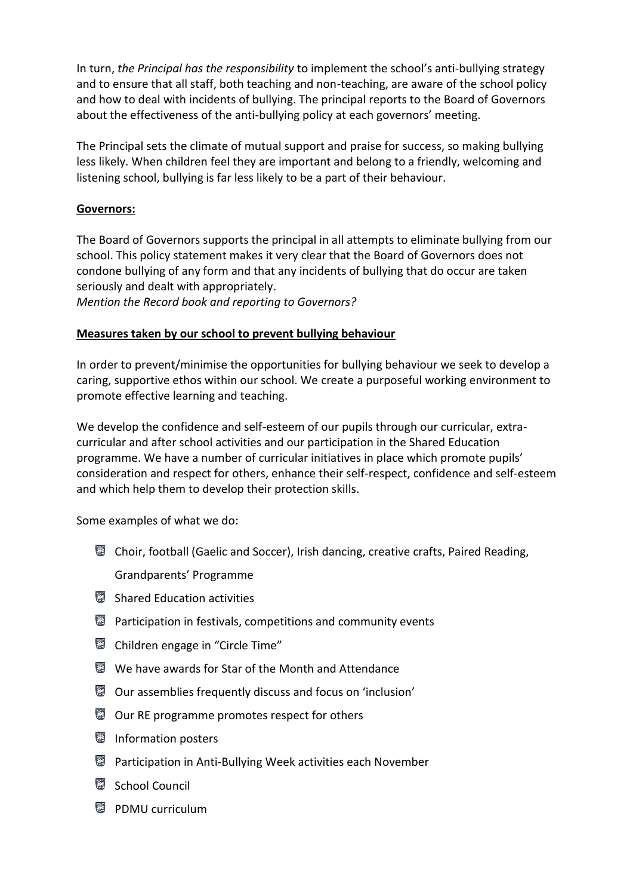In turn, *the Principal has the responsibility* to implement the school's anti-bullying strategy and to ensure that all staff, both teaching and non-teaching, are aware of the school policy and how to deal with incidents of bullying. The principal reports to the Board of Governors about the effectiveness of the anti-bullying policy at each governors' meeting.

The Principal sets the climate of mutual support and praise for success, so making bullying less likely. When children feel they are important and belong to a friendly, welcoming and listening school, bullying is far less likely to be a part of their behaviour.

**Governors:**

The Board of Governors supports the principal in all attempts to eliminate bullying from our school. This policy statement makes it very clear that the Board of Governors does not condone bullying of any form and that any incidents of bullying that do occur are taken seriously and dealt with appropriately.
*Mention the Record book and reporting to Governors?*

**Measures taken by our school to prevent bullying behaviour**

In order to prevent/minimise the opportunities for bullying behaviour we seek to develop a caring, supportive ethos within our school. We create a purposeful working environment to promote effective learning and teaching.

We develop the confidence and self-esteem of our pupils through our curricular, extra-curricular and after school activities and our participation in the Shared Education programme. We have a number of curricular initiatives in place which promote pupils' consideration and respect for others, enhance their self-respect, confidence and self-esteem and which help them to develop their protection skills.

Some examples of what we do:

- Choir, football (Gaelic and Soccer), Irish dancing, creative crafts, Paired Reading, Grandparents' Programme
- Shared Education activities
- Participation in festivals, competitions and community events
- Children engage in "Circle Time"
- We have awards for Star of the Month and Attendance
- Our assemblies frequently discuss and focus on 'inclusion'
- Our RE programme promotes respect for others
- Information posters
- Participation in Anti-Bullying Week activities each November
- School Council
- PDMU curriculum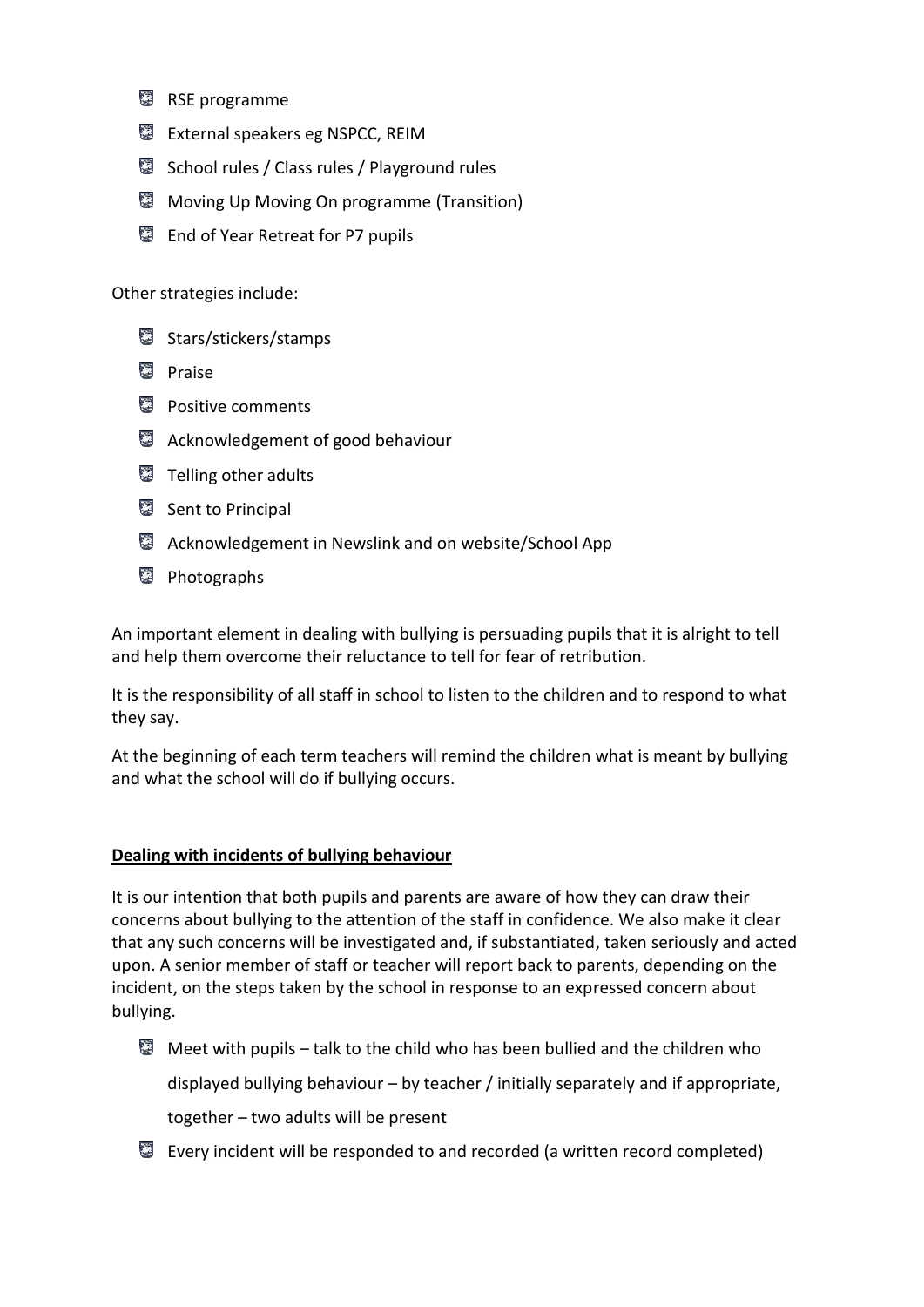- RSE programme
- External speakers eg NSPCC, REIM
- School rules / Class rules / Playground rules
- Moving Up Moving On programme (Transition)
- End of Year Retreat for P7 pupils

Other strategies include:

- Stars/stickers/stamps
- Praise
- Positive comments
- Acknowledgement of good behaviour
- Telling other adults
- Sent to Principal
- Acknowledgement in Newslink and on website/School App
- Photographs

An important element in dealing with bullying is persuading pupils that it is alright to tell and help them overcome their reluctance to tell for fear of retribution.

It is the responsibility of all staff in school to listen to the children and to respond to what they say.

At the beginning of each term teachers will remind the children what is meant by bullying and what the school will do if bullying occurs.

**Dealing with incidents of bullying behaviour**

It is our intention that both pupils and parents are aware of how they can draw their concerns about bullying to the attention of the staff in confidence. We also make it clear that any such concerns will be investigated and, if substantiated, taken seriously and acted upon. A senior member of staff or teacher will report back to parents, depending on the incident, on the steps taken by the school in response to an expressed concern about bullying.

- Meet with pupils – talk to the child who has been bullied and the children who displayed bullying behaviour – by teacher / initially separately and if appropriate, together – two adults will be present
- Every incident will be responded to and recorded (a written record completed)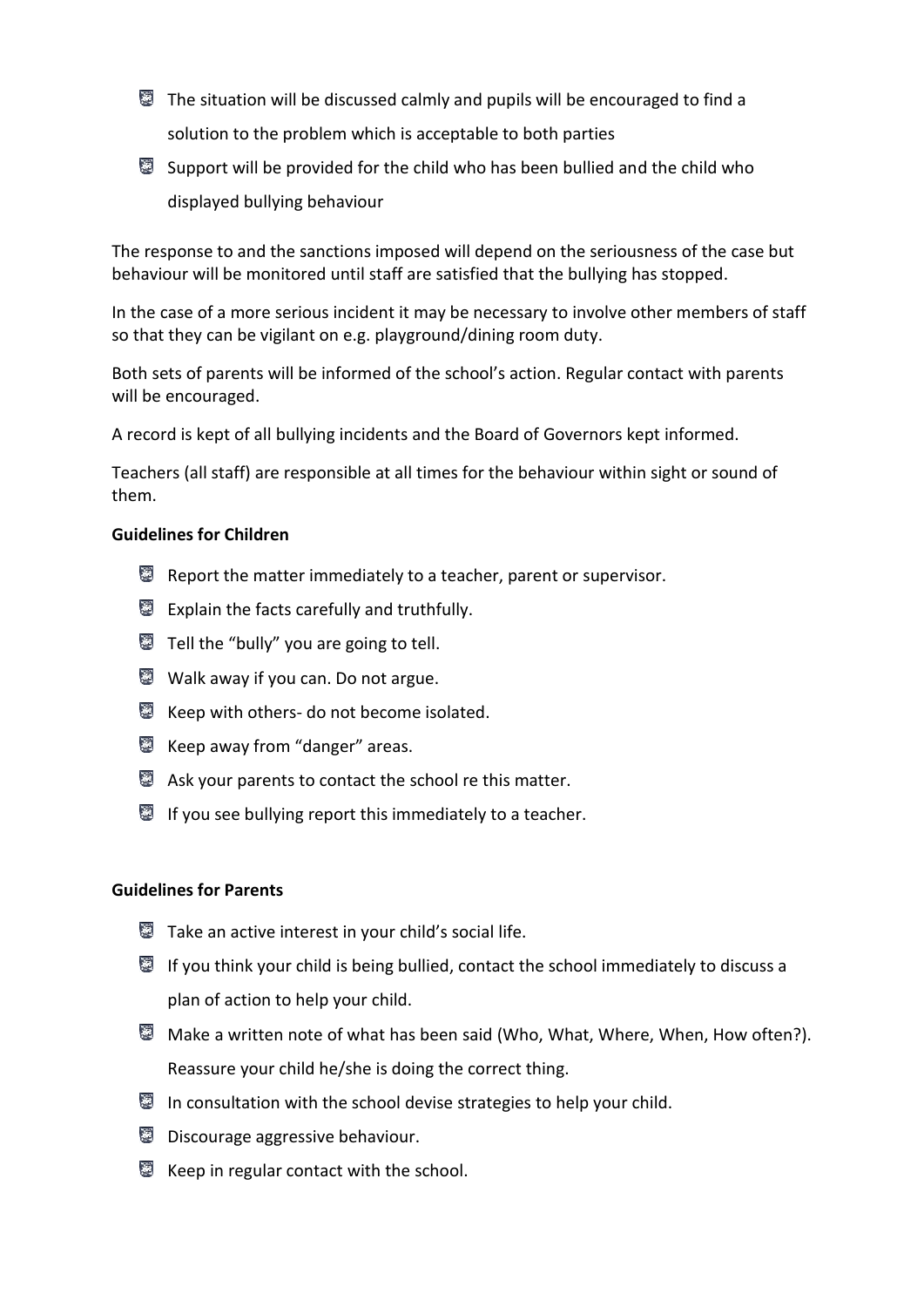- The situation will be discussed calmly and pupils will be encouraged to find a solution to the problem which is acceptable to both parties
- Support will be provided for the child who has been bullied and the child who displayed bullying behaviour

The response to and the sanctions imposed will depend on the seriousness of the case but behaviour will be monitored until staff are satisfied that the bullying has stopped.

In the case of a more serious incident it may be necessary to involve other members of staff so that they can be vigilant on e.g. playground/dining room duty.

Both sets of parents will be informed of the school's action. Regular contact with parents will be encouraged.

A record is kept of all bullying incidents and the Board of Governors kept informed.

Teachers (all staff) are responsible at all times for the behaviour within sight or sound of them.

**Guidelines for Children**

- Report the matter immediately to a teacher, parent or supervisor.
- Explain the facts carefully and truthfully.
- Tell the "bully" you are going to tell.
- Walk away if you can. Do not argue.
- Keep with others- do not become isolated.
- Keep away from "danger" areas.
- Ask your parents to contact the school re this matter.
- If you see bullying report this immediately to a teacher.

**Guidelines for Parents**

- Take an active interest in your child's social life.
- If you think your child is being bullied, contact the school immediately to discuss a plan of action to help your child.
- Make a written note of what has been said (Who, What, Where, When, How often?). Reassure your child he/she is doing the correct thing.
- In consultation with the school devise strategies to help your child.
- Discourage aggressive behaviour.
- Keep in regular contact with the school.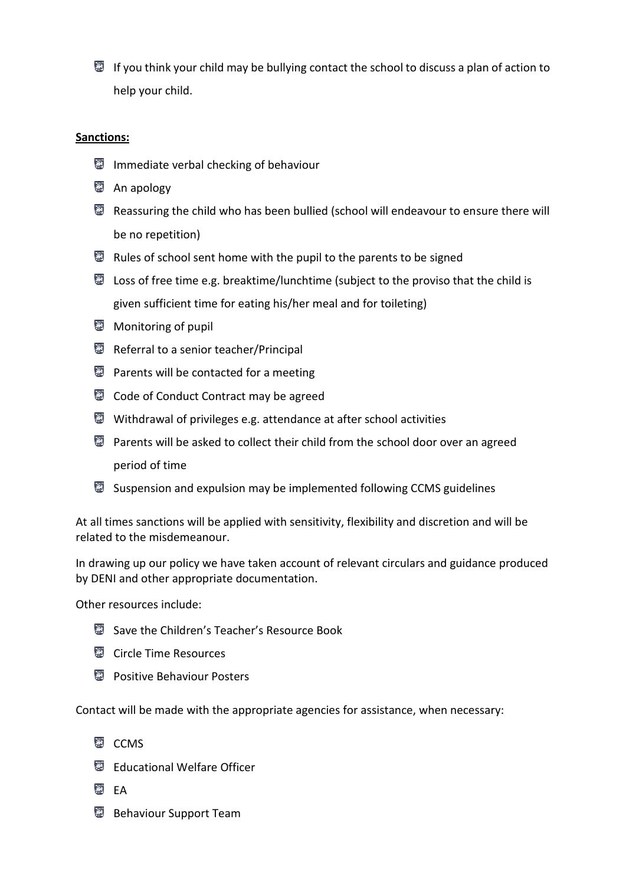- If you think your child may be bullying contact the school to discuss a plan of action to help your child.

**Sanctions:**

- Immediate verbal checking of behaviour
- An apology
- Reassuring the child who has been bullied (school will endeavour to ensure there will be no repetition)
- Rules of school sent home with the pupil to the parents to be signed
- Loss of free time e.g. breaktime/lunchtime (subject to the proviso that the child is given sufficient time for eating his/her meal and for toileting)
- Monitoring of pupil
- Referral to a senior teacher/Principal
- Parents will be contacted for a meeting
- Code of Conduct Contract may be agreed
- Withdrawal of privileges e.g. attendance at after school activities
- Parents will be asked to collect their child from the school door over an agreed period of time
- Suspension and expulsion may be implemented following CCMS guidelines

At all times sanctions will be applied with sensitivity, flexibility and discretion and will be related to the misdemeanour.

In drawing up our policy we have taken account of relevant circulars and guidance produced by DENI and other appropriate documentation.

Other resources include:

- Save the Children's Teacher's Resource Book
- Circle Time Resources
- Positive Behaviour Posters

Contact will be made with the appropriate agencies for assistance, when necessary:

- CCMS
- Educational Welfare Officer
- EA
- Behaviour Support Team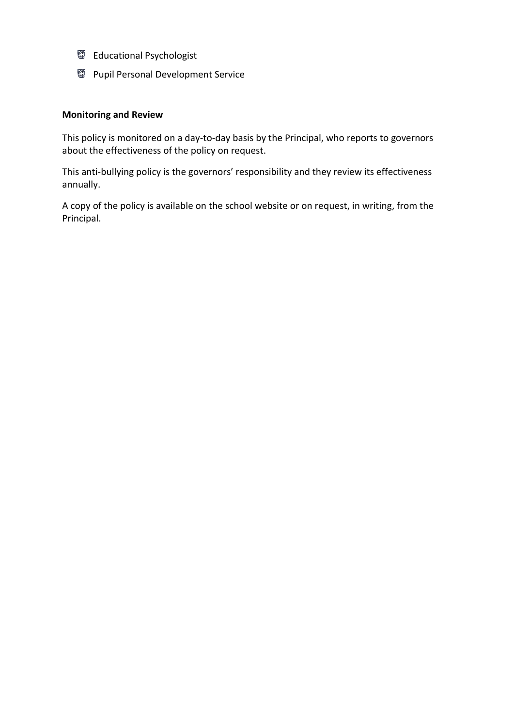- Educational Psychologist
- Pupil Personal Development Service

**Monitoring and Review**

This policy is monitored on a day-to-day basis by the Principal, who reports to governors about the effectiveness of the policy on request.

This anti-bullying policy is the governors' responsibility and they review its effectiveness annually.

A copy of the policy is available on the school website or on request, in writing, from the Principal.